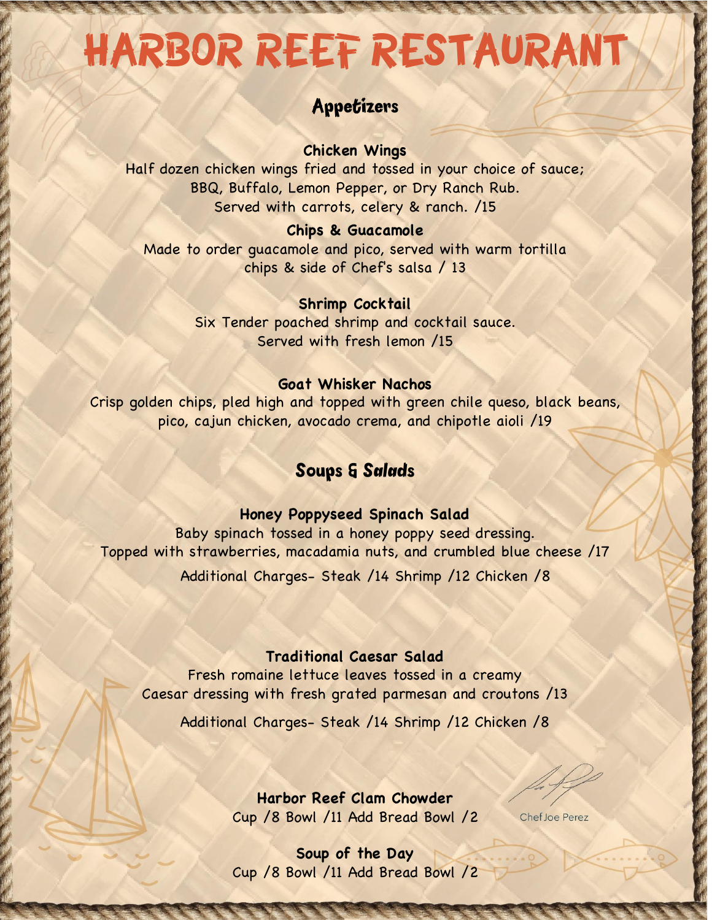# HARBOR REEF RESTAURANT

## Appetizers

**Chicken Wings**

Half dozen chicken wings fried and tossed in your choice of sauce; BBQ, Buffalo, Lemon Pepper, or Dry Ranch Rub. Served with carrots, celery & ranch. /15

**Chips & Guacamole**

Made to order guacamole and pico, served with warm tortilla chips & side of Chef's salsa / 13

**Shrimp Cocktail**

Six Tender poached shrimp and cocktail sauce. Served with fresh lemon /15

**Goat Whisker Nachos**

Crisp golden chips, pled high and topped with green chile queso, black beans, pico, cajun chicken, avocado crema, and chipotle aioli /19

## Soups & *Salads*

**Honey Poppyseed Spinach Salad**

Baby spinach tossed in a honey poppy seed dressing. Topped with strawberries, macadamia nuts, and crumbled blue cheese /17

Additional Charges- Steak /14 Shrimp /12 Chicken /8

**Traditional Caesar Salad**

Fresh romaine lettuce leaves tossed in a creamy Caesar dressing with fresh grated parmesan and croutons /13

Additional Charges- Steak /14 Shrimp /12 Chicken /8

**Harbor Reef Clam Chowder**

Cup /8 Bowl /11 Add Bread Bowl /2

Chef Joe Perez

**Soup of the Day**

Cup /8 Bowl /11 Add Bread Bowl /2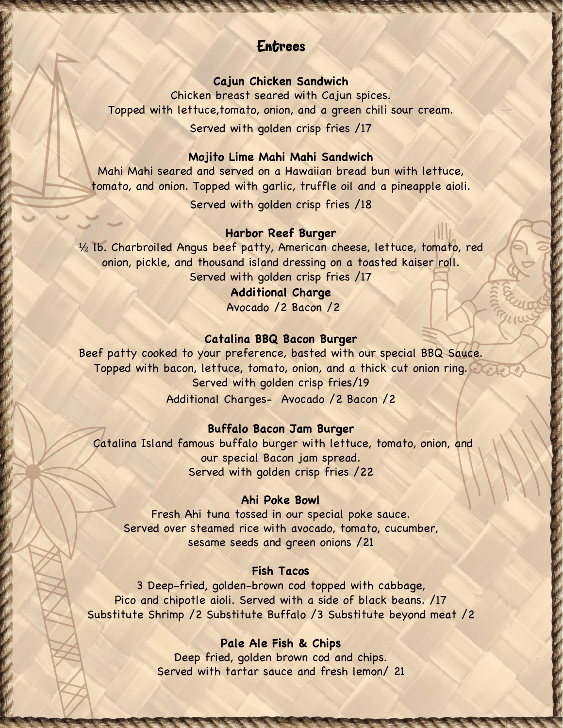# Entrees

### Cajun Chicken Sandwich

Chicken breast seared with Cajun spices.
Topped with lettuce,tomato, onion, and a green chili sour cream.
Served with golden crisp fries /17

### Mojito Lime Mahi Mahi Sandwich

Mahi Mahi seared and served on a Hawaiian bread bun with lettuce, tomato, and onion. Topped with garlic, truffle oil and a pineapple aioli.
Served with golden crisp fries /18

### Harbor Reef Burger

½ lb. Charbroiled Angus beef patty, American cheese, lettuce, tomato, red onion, pickle, and thousand island dressing on a toasted kaiser roll.
Served with golden crisp fries /17

**Additional Charge**

Avocado /2 Bacon /2

### Catalina BBQ Bacon Burger

Beef patty cooked to your preference, basted with our special BBQ Sauce. Topped with bacon, lettuce, tomato, onion, and a thick cut onion ring.
Served with golden crisp fries/19
Additional Charges- Avocado /2 Bacon /2

### Buffalo Bacon Jam Burger

Catalina Island famous buffalo burger with lettuce, tomato, onion, and our special Bacon jam spread.
Served with golden crisp fries /22

### Ahi Poke Bowl

Fresh Ahi tuna tossed in our special poke sauce.
Served over steamed rice with avocado, tomato, cucumber, sesame seeds and green onions /21

### Fish Tacos

3 Deep-fried, golden-brown cod topped with cabbage, Pico and chipotle aioli. Served with a side of black beans. /17
Substitute Shrimp /2 Substitute Buffalo /3 Substitute beyond meat /2

### Pale Ale Fish & Chips

Deep fried, golden brown cod and chips.
Served with tartar sauce and fresh lemon/ 21